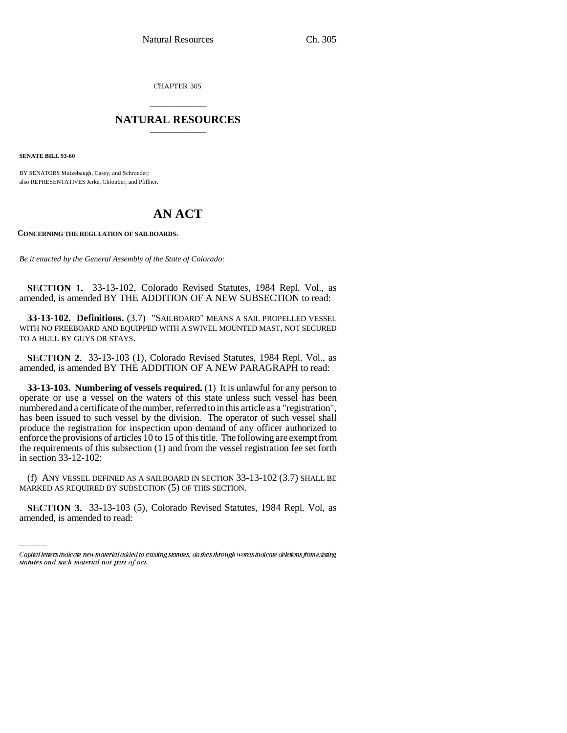CHAPTER 305

## NATURAL RESOURCES

**SENATE BILL 93-60**

BY SENATORS Mutzebaugh, Casey, and Schroeder;
also REPRESENTATIVES Jerke, Chlouber, and Pfiffner.

# AN ACT

**CONCERNING THE REGULATION OF SAILBOARDS.**

*Be it enacted by the General Assembly of the State of Colorado:*

**SECTION 1.** 33-13-102, Colorado Revised Statutes, 1984 Repl. Vol., as amended, is amended BY THE ADDITION OF A NEW SUBSECTION to read:

**33-13-102. Definitions.** (3.7) "SAILBOARD" MEANS A SAIL PROPELLED VESSEL WITH NO FREEBOARD AND EQUIPPED WITH A SWIVEL MOUNTED MAST, NOT SECURED TO A HULL BY GUYS OR STAYS.

**SECTION 2.** 33-13-103 (1), Colorado Revised Statutes, 1984 Repl. Vol., as amended, is amended BY THE ADDITION OF A NEW PARAGRAPH to read:

**33-13-103. Numbering of vessels required.** (1) It is unlawful for any person to operate or use a vessel on the waters of this state unless such vessel has been numbered and a certificate of the number, referred to in this article as a "registration", has been issued to such vessel by the division. The operator of such vessel shall produce the registration for inspection upon demand of any officer authorized to enforce the provisions of articles 10 to 15 of this title. The following are exempt from the requirements of this subsection (1) and from the vessel registration fee set forth in section 33-12-102:

(f) ANY VESSEL DEFINED AS A SAILBOARD IN SECTION 33-13-102 (3.7) SHALL BE MARKED AS REQUIRED BY SUBSECTION (5) OF THIS SECTION.

**SECTION 3.** 33-13-103 (5), Colorado Revised Statutes, 1984 Repl. Vol, as amended, is amended to read:

*Capital letters indicate new material added to existing statutes; dashes through words indicate deletions from existing statutes and such material not part of act.*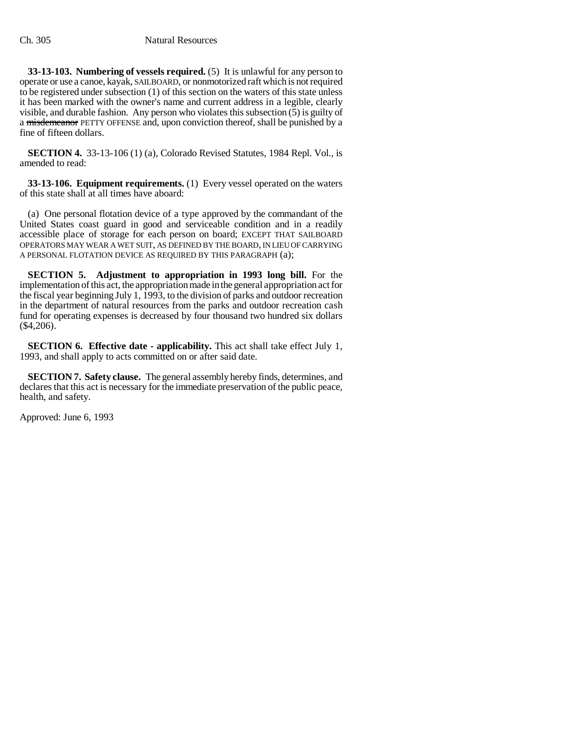**33-13-103. Numbering of vessels required.** (5) It is unlawful for any person to operate or use a canoe, kayak, SAILBOARD, or nonmotorized raft which is not required to be registered under subsection (1) of this section on the waters of this state unless it has been marked with the owner's name and current address in a legible, clearly visible, and durable fashion. Any person who violates this subsection (5) is guilty of a ~~misdemeanor~~ PETTY OFFENSE and, upon conviction thereof, shall be punished by a fine of fifteen dollars.

**SECTION 4.** 33-13-106 (1) (a), Colorado Revised Statutes, 1984 Repl. Vol., is amended to read:

**33-13-106. Equipment requirements.** (1) Every vessel operated on the waters of this state shall at all times have aboard:

(a) One personal flotation device of a type approved by the commandant of the United States coast guard in good and serviceable condition and in a readily accessible place of storage for each person on board; EXCEPT THAT SAILBOARD OPERATORS MAY WEAR A WET SUIT, AS DEFINED BY THE BOARD, IN LIEU OF CARRYING A PERSONAL FLOTATION DEVICE AS REQUIRED BY THIS PARAGRAPH (a);

**SECTION 5. Adjustment to appropriation in 1993 long bill.** For the implementation of this act, the appropriation made in the general appropriation act for the fiscal year beginning July 1, 1993, to the division of parks and outdoor recreation in the department of natural resources from the parks and outdoor recreation cash fund for operating expenses is decreased by four thousand two hundred six dollars ($4,206).

**SECTION 6. Effective date - applicability.** This act shall take effect July 1, 1993, and shall apply to acts committed on or after said date.

**SECTION 7. Safety clause.** The general assembly hereby finds, determines, and declares that this act is necessary for the immediate preservation of the public peace, health, and safety.

Approved: June 6, 1993